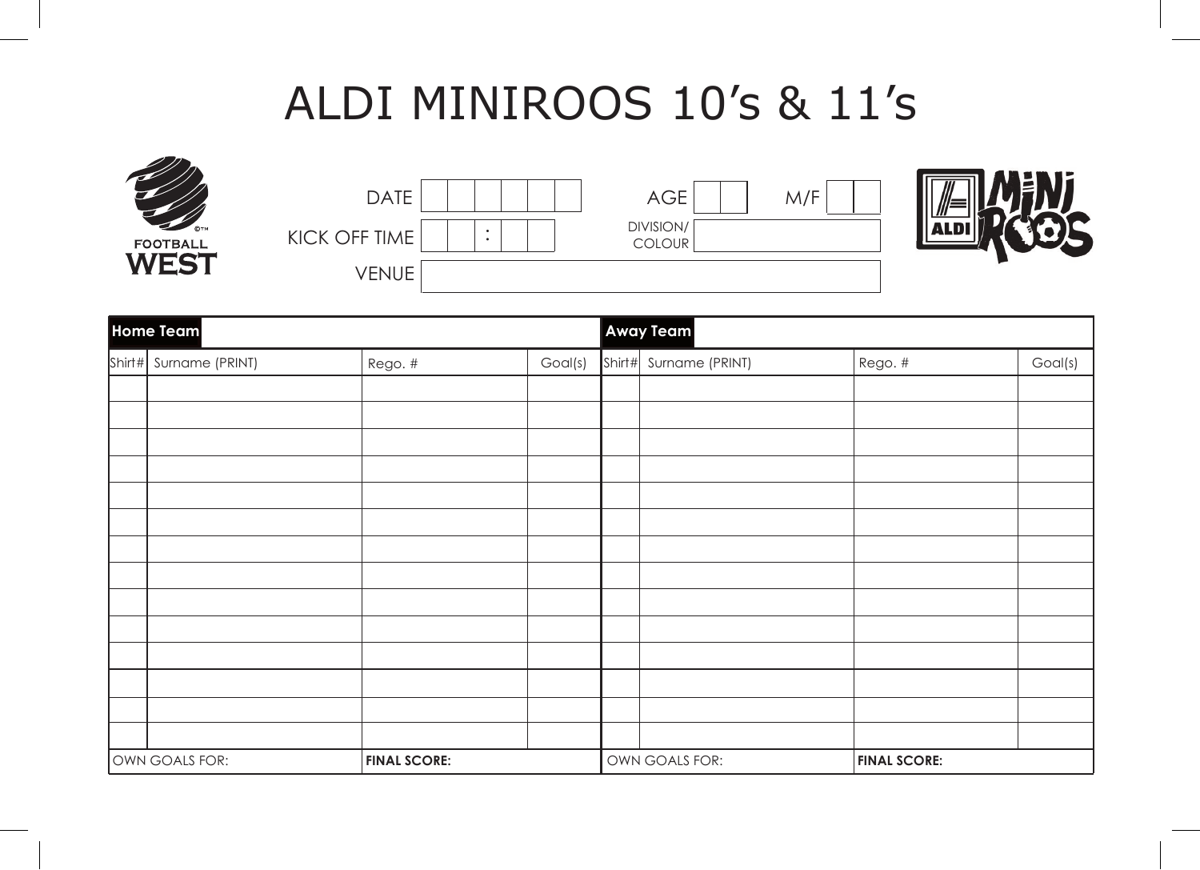# ALDI MINIROOS 10's & 11's

FOOTBALL WEST

DATE | | | | | | |

KICK OFF TIME | | | : | | |

VENUE

AGE | | |

M/F | | |

DIVISION/ COLOUR

| Home Team | | | | Away Team | | | |
|---|---|---|---|---|---|---|---|
| Shirt# | Surname (PRINT) | Rego. # | Goal(s) | Shirt# | Surname (PRINT) | Rego. # | Goal(s) |
| | | | | | | | |
| | | | | | | | |
| | | | | | | | |
| | | | | | | | |
| | | | | | | | |
| | | | | | | | |
| | | | | | | | |
| | | | | | | | |
| | | | | | | | |
| | | | | | | | |
| | | | | | | | |
| | | | | | | | |
| | | | | | | | |
| | | | | | | | |
| OWN GOALS FOR: | | **FINAL SCORE:** | | OWN GOALS FOR: | | **FINAL SCORE:** | |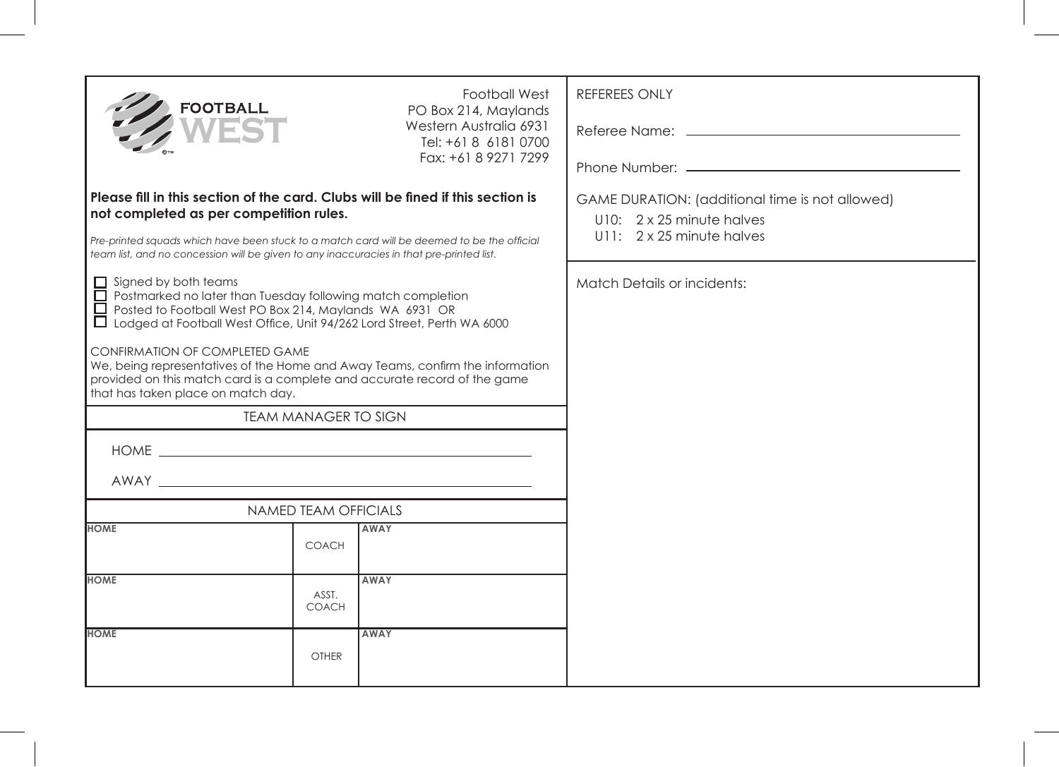FOOTBALL WEST

Football West
PO Box 214, Maylands
Western Australia 6931
Tel: +61 8 6181 0700
Fax: +61 8 9271 7299

**Please fill in this section of the card. Clubs will be fined if this section is not completed as per competition rules.**

*Pre-printed squads which have been stuck to a match card will be deemed to be the official team list, and no concession will be given to any inaccuracies in that pre-printed list.*

- ☐ Signed by both teams
- ☐ Postmarked no later than Tuesday following match completion
- ☐ Posted to Football West PO Box 214, Maylands WA 6931 OR
- ☐ Lodged at Football West Office, Unit 94/262 Lord Street, Perth WA 6000

CONFIRMATION OF COMPLETED GAME
We, being representatives of the Home and Away Teams, confirm the information provided on this match card is a complete and accurate record of the game that has taken place on match day.

TEAM MANAGER TO SIGN

HOME ______________________________

AWAY ______________________________

NAMED TEAM OFFICIALS

| HOME | | AWAY |
|---|---|---|
| | COACH | |
| **HOME** | ASST. COACH | **AWAY** |
| **HOME** | OTHER | **AWAY** |

REFEREES ONLY

Referee Name: ______________________________

Phone Number: ______________________________

GAME DURATION: (additional time is not allowed)

U10: 2 x 25 minute halves
U11: 2 x 25 minute halves

Match Details or incidents: